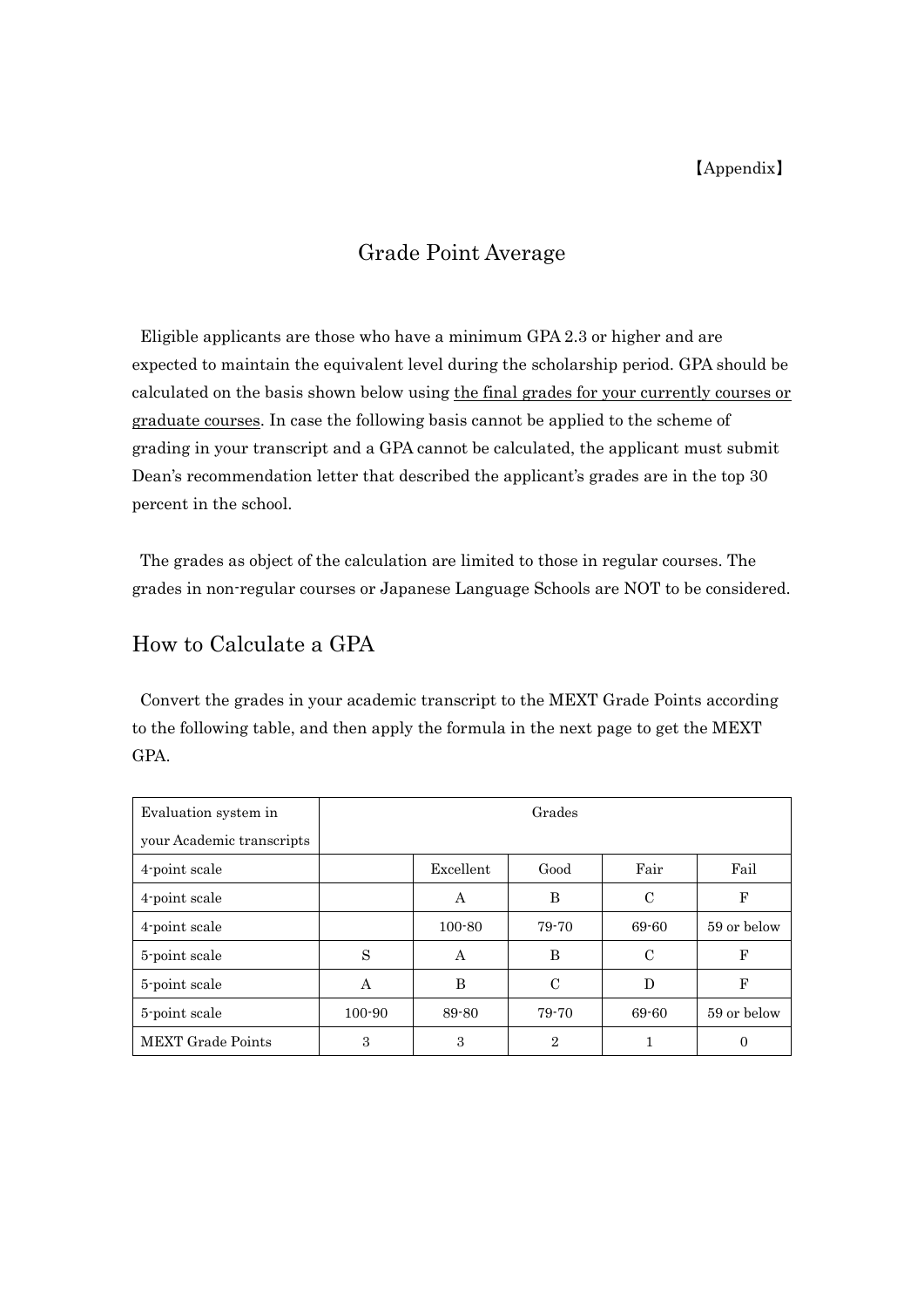【Appendix】

# Grade Point Average

Eligible applicants are those who have a minimum GPA 2.3 or higher and are expected to maintain the equivalent level during the scholarship period. GPA should be calculated on the basis shown below using <u>the final grades for your currently courses or graduate courses</u>. In case the following basis cannot be applied to the scheme of grading in your transcript and a GPA cannot be calculated, the applicant must submit Dean's recommendation letter that described the applicant's grades are in the top 30 percent in the school.

The grades as object of the calculation are limited to those in regular courses. The grades in non-regular courses or Japanese Language Schools are NOT to be considered.

## How to Calculate a GPA

Convert the grades in your academic transcript to the MEXT Grade Points according to the following table, and then apply the formula in the next page to get the MEXT GPA.

| Evaluation system in your Academic transcripts | Grades | | | | |
|---|---|---|---|---|---|
| 4-point scale | | Excellent | Good | Fair | Fail |
| 4-point scale | | A | B | C | F |
| 4-point scale | | 100-80 | 79-70 | 69-60 | 59 or below |
| 5-point scale | S | A | B | C | F |
| 5-point scale | A | B | C | D | F |
| 5-point scale | 100-90 | 89-80 | 79-70 | 69-60 | 59 or below |
| MEXT Grade Points | 3 | 3 | 2 | 1 | 0 |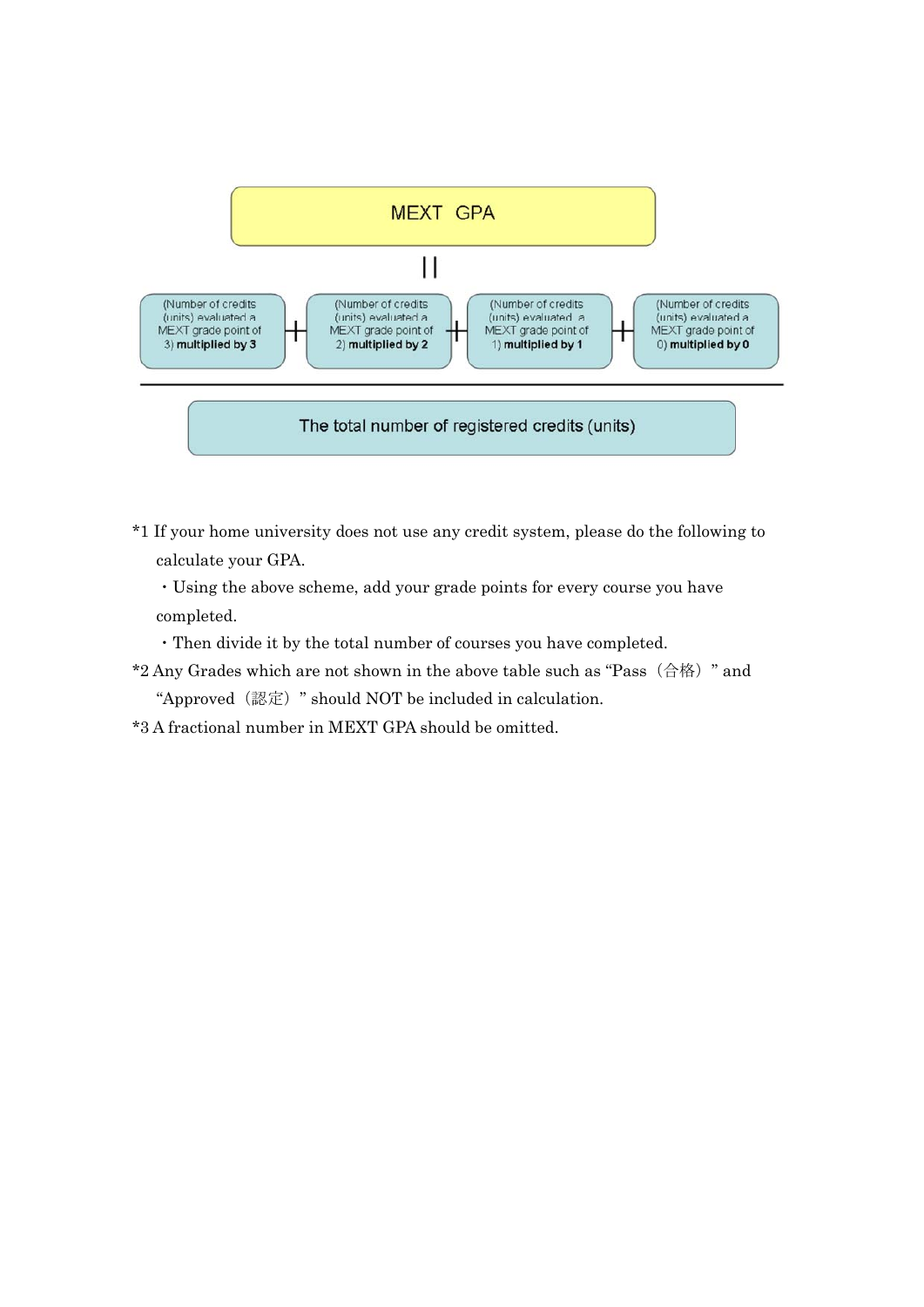MEXT GPA

=

(Number of credits (units) evaluated a MEXT grade point of 3) **multiplied by 3** + (Number of credits (units) evaluated a MEXT grade point of 2) **multiplied by 2** + (Number of credits (units) evaluated a MEXT grade point of 1) **multiplied by 1** + (Number of credits (units) evaluated a MEXT grade point of 0) **multiplied by 0**

―――――――――――――――――――――――――――――――――――

The total number of registered credits (units)

*1 If your home university does not use any credit system, please do the following to calculate your GPA.

・Using the above scheme, add your grade points for every course you have completed.

・Then divide it by the total number of courses you have completed.

*2 Any Grades which are not shown in the above table such as “Pass（合格）” and “Approved（認定）” should NOT be included in calculation.

*3 A fractional number in MEXT GPA should be omitted.